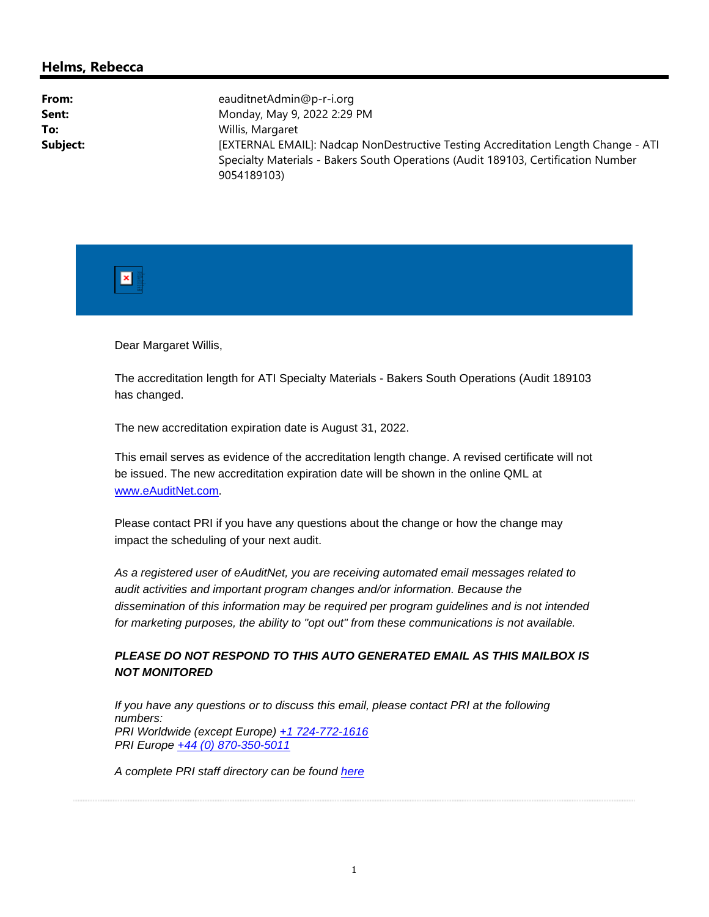## Helms, Rebecca

| | |
|---|---|
| **From:** | eauditnetAdmin@p-r-i.org |
| **Sent:** | Monday, May 9, 2022 2:29 PM |
| **To:** | Willis, Margaret |
| **Subject:** | [EXTERNAL EMAIL]: Nadcap NonDestructive Testing Accreditation Length Change - ATI Specialty Materials - Bakers South Operations (Audit 189103, Certification Number 9054189103) |

Dear Margaret Willis,

The accreditation length for ATI Specialty Materials - Bakers South Operations (Audit 189103 has changed.

The new accreditation expiration date is August 31, 2022.

This email serves as evidence of the accreditation length change. A revised certificate will not be issued. The new accreditation expiration date will be shown in the online QML at www.eAuditNet.com.

Please contact PRI if you have any questions about the change or how the change may impact the scheduling of your next audit.

*As a registered user of eAuditNet, you are receiving automated email messages related to audit activities and important program changes and/or information. Because the dissemination of this information may be required per program guidelines and is not intended for marketing purposes, the ability to "opt out" from these communications is not available.*

***PLEASE DO NOT RESPOND TO THIS AUTO GENERATED EMAIL AS THIS MAILBOX IS NOT MONITORED***

*If you have any questions or to discuss this email, please contact PRI at the following numbers:*
*PRI Worldwide (except Europe) +1 724-772-1616*
*PRI Europe +44 (0) 870-350-5011*

*A complete PRI staff directory can be found here*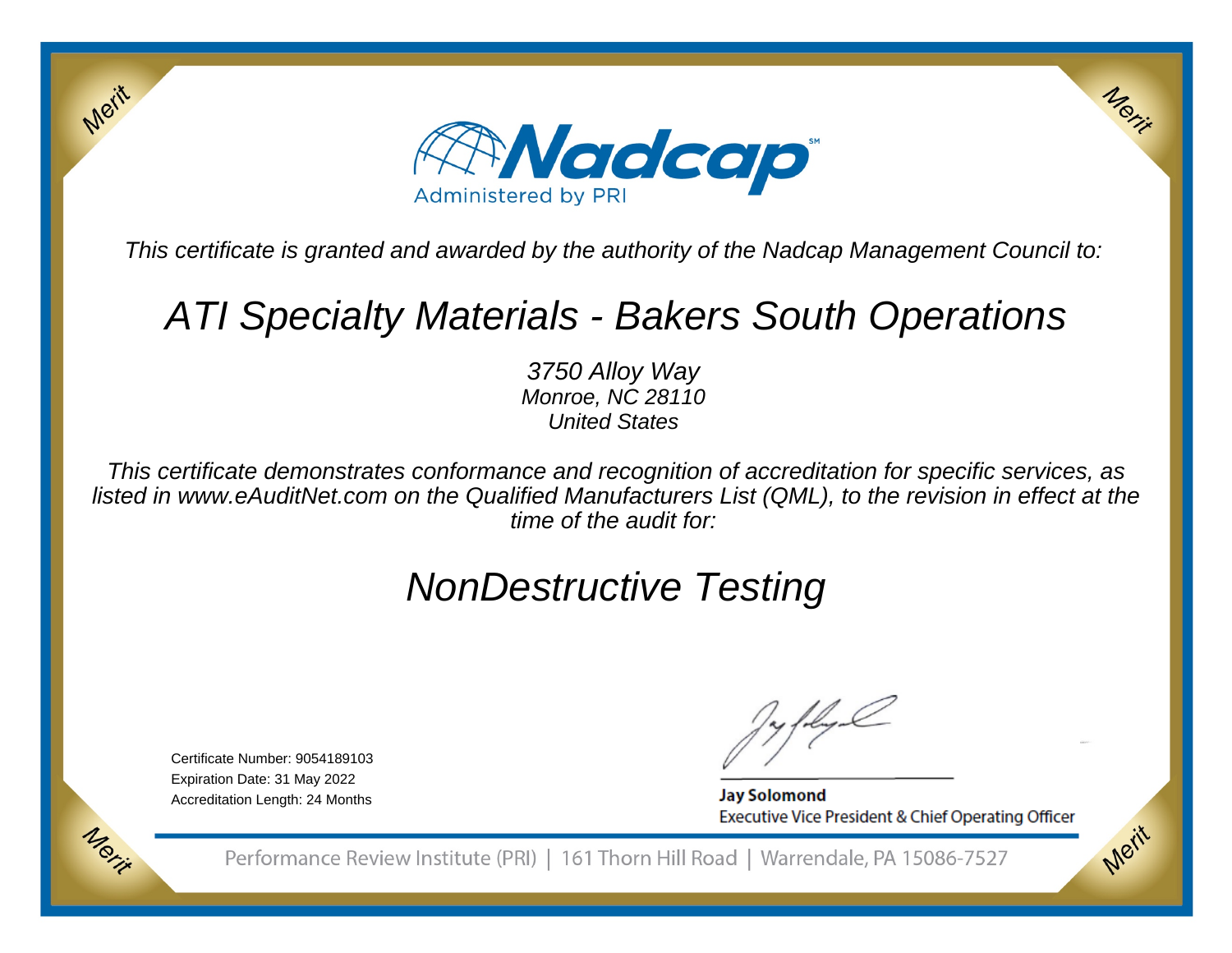Merit

Merit

**Nadcap**[SM]

Administered by PRI

*This certificate is granted and awarded by the authority of the Nadcap Management Council to:*

# *ATI Specialty Materials - Bakers South Operations*

*3750 Alloy Way*
*Monroe, NC 28110*
*United States*

*This certificate demonstrates conformance and recognition of accreditation for specific services, as listed in www.eAuditNet.com on the Qualified Manufacturers List (QML), to the revision in effect at the time of the audit for:*

# *NonDestructive Testing*

Certificate Number: 9054189103
Expiration Date: 31 May 2022
Accreditation Length: 24 Months

**Jay Solomond**
Executive Vice President & Chief Operating Officer

Performance Review Institute (PRI) | 161 Thorn Hill Road | Warrendale, PA 15086-7527

Merit

Merit